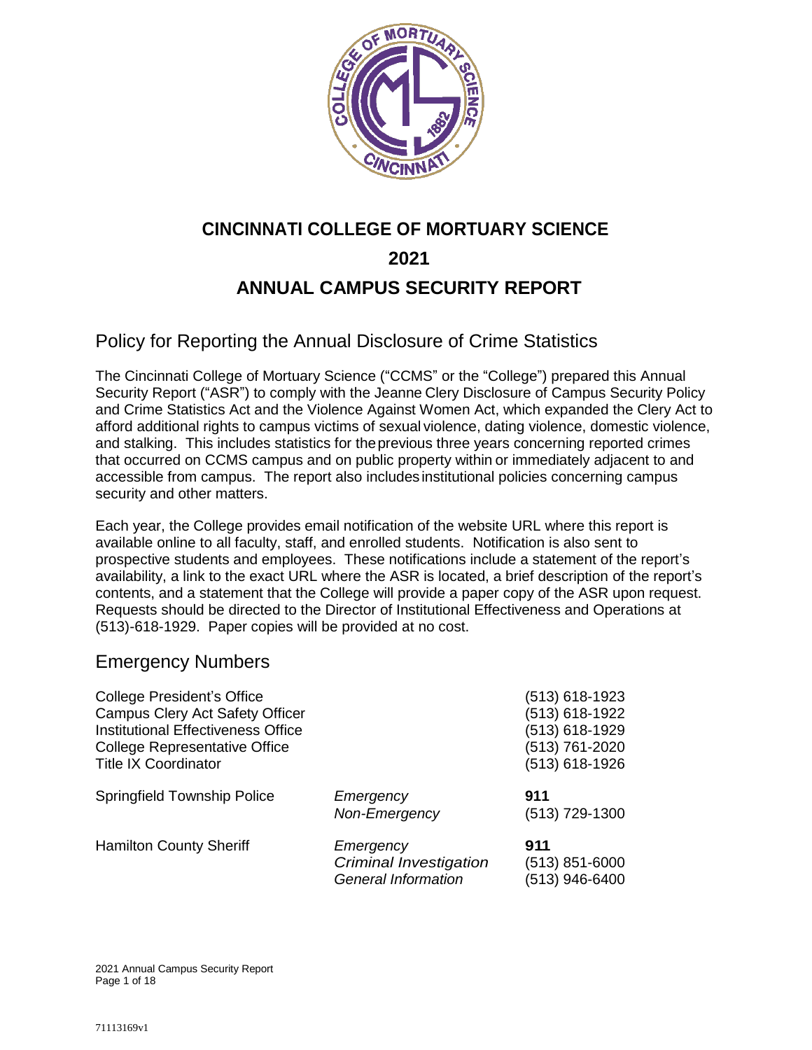# CINCINNATI COLLEGE OF MORTUARY SCIENCE

# 2021

# ANNUAL CAMPUS SECURITY REPORT

## Policy for Reporting the Annual Disclosure of Crime Statistics

The Cincinnati College of Mortuary Science ("CCMS" or the "College") prepared this Annual Security Report ("ASR") to comply with the Jeanne Clery Disclosure of Campus Security Policy and Crime Statistics Act and the Violence Against Women Act, which expanded the Clery Act to afford additional rights to campus victims of sexual violence, dating violence, domestic violence, and stalking. This includes statistics for the previous three years concerning reported crimes that occurred on CCMS campus and on public property within or immediately adjacent to and accessible from campus. The report also includes institutional policies concerning campus security and other matters.

Each year, the College provides email notification of the website URL where this report is available online to all faculty, staff, and enrolled students. Notification is also sent to prospective students and employees. These notifications include a statement of the report's availability, a link to the exact URL where the ASR is located, a brief description of the report's contents, and a statement that the College will provide a paper copy of the ASR upon request. Requests should be directed to the Director of Institutional Effectiveness and Operations at (513)-618-1929. Paper copies will be provided at no cost.

## Emergency Numbers

| | | |
|---|---|---|
| College President's Office | | (513) 618-1923 |
| Campus Clery Act Safety Officer | | (513) 618-1922 |
| Institutional Effectiveness Office | | (513) 618-1929 |
| College Representative Office | | (513) 761-2020 |
| Title IX Coordinator | | (513) 618-1926 |
| Springfield Township Police | *Emergency* | **911** |
| | *Non-Emergency* | (513) 729-1300 |
| Hamilton County Sheriff | *Emergency* | **911** |
| | *Criminal Investigation* | (513) 851-6000 |
| | *General Information* | (513) 946-6400 |

71113169v1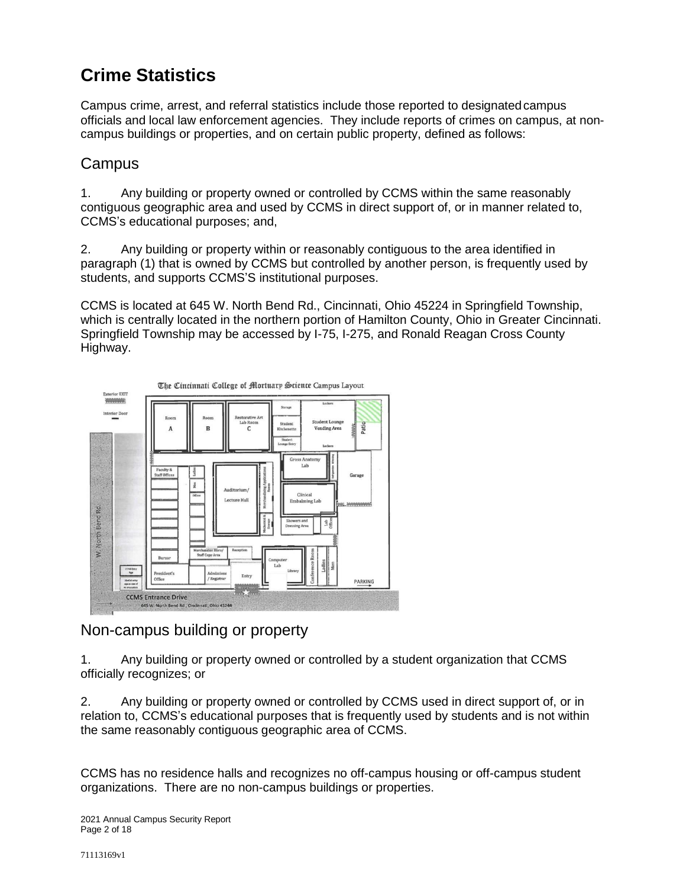# Crime Statistics

Campus crime, arrest, and referral statistics include those reported to designated campus officials and local law enforcement agencies. They include reports of crimes on campus, at non-campus buildings or properties, and on certain public property, defined as follows:

## Campus

1. Any building or property owned or controlled by CCMS within the same reasonably contiguous geographic area and used by CCMS in direct support of, or in manner related to, CCMS's educational purposes; and,

2. Any building or property within or reasonably contiguous to the area identified in paragraph (1) that is owned by CCMS but controlled by another person, is frequently used by students, and supports CCMS'S institutional purposes.

CCMS is located at 645 W. North Bend Rd., Cincinnati, Ohio 45224 in Springfield Township, which is centrally located in the northern portion of Hamilton County, Ohio in Greater Cincinnati. Springfield Township may be accessed by I-75, I-275, and Ronald Reagan Cross County Highway.

## Non-campus building or property

1. Any building or property owned or controlled by a student organization that CCMS officially recognizes; or

2. Any building or property owned or controlled by CCMS used in direct support of, or in relation to, CCMS's educational purposes that is frequently used by students and is not within the same reasonably contiguous geographic area of CCMS.

CCMS has no residence halls and recognizes no off-campus housing or off-campus student organizations. There are no non-campus buildings or properties.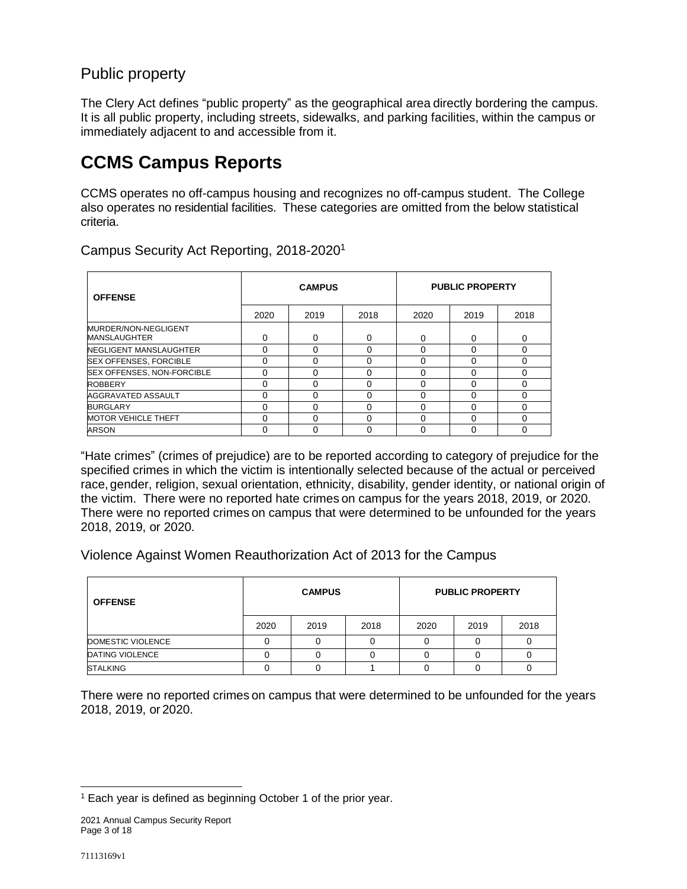## Public property

The Clery Act defines "public property" as the geographical area directly bordering the campus. It is all public property, including streets, sidewalks, and parking facilities, within the campus or immediately adjacent to and accessible from it.

# CCMS Campus Reports

CCMS operates no off-campus housing and recognizes no off-campus student. The College also operates no residential facilities. These categories are omitted from the below statistical criteria.

## Campus Security Act Reporting, 2018-2020[1]

| OFFENSE | CAMPUS | | | PUBLIC PROPERTY | | |
|---|---|---|---|---|---|---|
| | 2020 | 2019 | 2018 | 2020 | 2019 | 2018 |
| MURDER/NON-NEGLIGENT MANSLAUGHTER | 0 | 0 | 0 | 0 | 0 | 0 |
| NEGLIGENT MANSLAUGHTER | 0 | 0 | 0 | 0 | 0 | 0 |
| SEX OFFENSES, FORCIBLE | 0 | 0 | 0 | 0 | 0 | 0 |
| SEX OFFENSES, NON-FORCIBLE | 0 | 0 | 0 | 0 | 0 | 0 |
| ROBBERY | 0 | 0 | 0 | 0 | 0 | 0 |
| AGGRAVATED ASSAULT | 0 | 0 | 0 | 0 | 0 | 0 |
| BURGLARY | 0 | 0 | 0 | 0 | 0 | 0 |
| MOTOR VEHICLE THEFT | 0 | 0 | 0 | 0 | 0 | 0 |
| ARSON | 0 | 0 | 0 | 0 | 0 | 0 |

"Hate crimes" (crimes of prejudice) are to be reported according to category of prejudice for the specified crimes in which the victim is intentionally selected because of the actual or perceived race, gender, religion, sexual orientation, ethnicity, disability, gender identity, or national origin of the victim. There were no reported hate crimes on campus for the years 2018, 2019, or 2020. There were no reported crimes on campus that were determined to be unfounded for the years 2018, 2019, or 2020.

## Violence Against Women Reauthorization Act of 2013 for the Campus

| OFFENSE | CAMPUS | | | PUBLIC PROPERTY | | |
|---|---|---|---|---|---|---|
| | 2020 | 2019 | 2018 | 2020 | 2019 | 2018 |
| DOMESTIC VIOLENCE | 0 | 0 | 0 | 0 | 0 | 0 |
| DATING VIOLENCE | 0 | 0 | 0 | 0 | 0 | 0 |
| STALKING | 0 | 0 | 1 | 0 | 0 | 0 |

There were no reported crimes on campus that were determined to be unfounded for the years 2018, 2019, or 2020.

[1] Each year is defined as beginning October 1 of the prior year.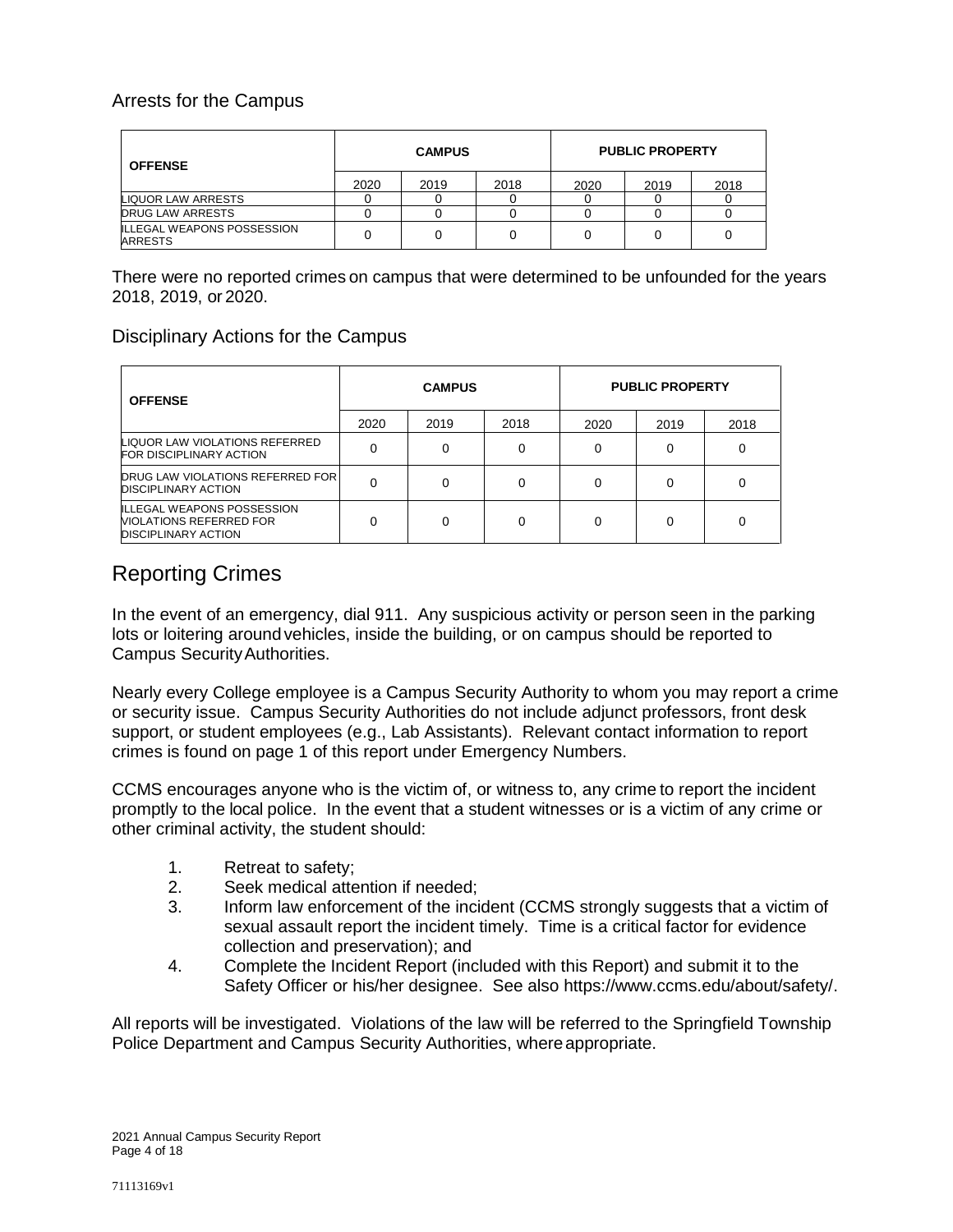## Arrests for the Campus

| OFFENSE | CAMPUS | | | PUBLIC PROPERTY | | |
|---|---|---|---|---|---|---|
| | 2020 | 2019 | 2018 | 2020 | 2019 | 2018 |
| LIQUOR LAW ARRESTS | 0 | 0 | 0 | 0 | 0 | 0 |
| DRUG LAW ARRESTS | 0 | 0 | 0 | 0 | 0 | 0 |
| ILLEGAL WEAPONS POSSESSION ARRESTS | 0 | 0 | 0 | 0 | 0 | 0 |

There were no reported crimes on campus that were determined to be unfounded for the years 2018, 2019, or 2020.

## Disciplinary Actions for the Campus

| OFFENSE | CAMPUS | | | PUBLIC PROPERTY | | |
|---|---|---|---|---|---|---|
| | 2020 | 2019 | 2018 | 2020 | 2019 | 2018 |
| LIQUOR LAW VIOLATIONS REFERRED FOR DISCIPLINARY ACTION | 0 | 0 | 0 | 0 | 0 | 0 |
| DRUG LAW VIOLATIONS REFERRED FOR DISCIPLINARY ACTION | 0 | 0 | 0 | 0 | 0 | 0 |
| ILLEGAL WEAPONS POSSESSION VIOLATIONS REFERRED FOR DISCIPLINARY ACTION | 0 | 0 | 0 | 0 | 0 | 0 |

# Reporting Crimes

In the event of an emergency, dial 911. Any suspicious activity or person seen in the parking lots or loitering around vehicles, inside the building, or on campus should be reported to Campus Security Authorities.

Nearly every College employee is a Campus Security Authority to whom you may report a crime or security issue. Campus Security Authorities do not include adjunct professors, front desk support, or student employees (e.g., Lab Assistants). Relevant contact information to report crimes is found on page 1 of this report under Emergency Numbers.

CCMS encourages anyone who is the victim of, or witness to, any crime to report the incident promptly to the local police. In the event that a student witnesses or is a victim of any crime or other criminal activity, the student should:

1. Retreat to safety;
2. Seek medical attention if needed;
3. Inform law enforcement of the incident (CCMS strongly suggests that a victim of sexual assault report the incident timely. Time is a critical factor for evidence collection and preservation); and
4. Complete the Incident Report (included with this Report) and submit it to the Safety Officer or his/her designee. See also https://www.ccms.edu/about/safety/.

All reports will be investigated. Violations of the law will be referred to the Springfield Township Police Department and Campus Security Authorities, where appropriate.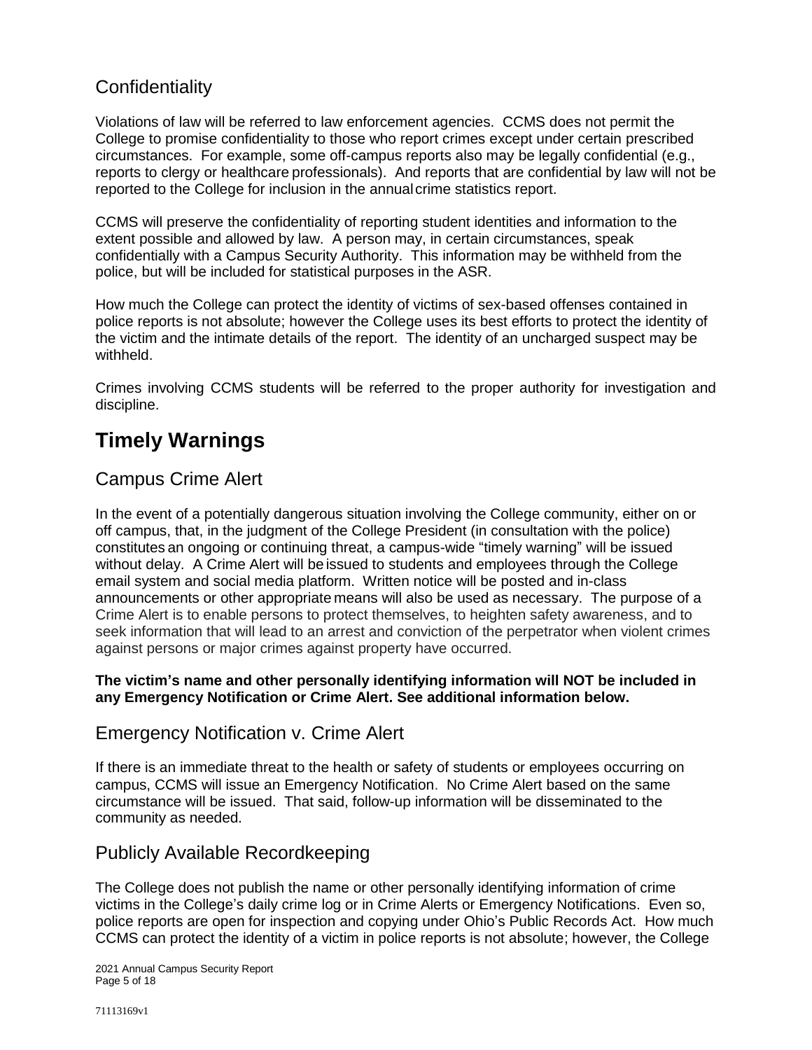## Confidentiality

Violations of law will be referred to law enforcement agencies. CCMS does not permit the College to promise confidentiality to those who report crimes except under certain prescribed circumstances. For example, some off-campus reports also may be legally confidential (e.g., reports to clergy or healthcare professionals). And reports that are confidential by law will not be reported to the College for inclusion in the annual crime statistics report.

CCMS will preserve the confidentiality of reporting student identities and information to the extent possible and allowed by law. A person may, in certain circumstances, speak confidentially with a Campus Security Authority. This information may be withheld from the police, but will be included for statistical purposes in the ASR.

How much the College can protect the identity of victims of sex-based offenses contained in police reports is not absolute; however the College uses its best efforts to protect the identity of the victim and the intimate details of the report. The identity of an uncharged suspect may be withheld.

Crimes involving CCMS students will be referred to the proper authority for investigation and discipline.

# Timely Warnings

## Campus Crime Alert

In the event of a potentially dangerous situation involving the College community, either on or off campus, that, in the judgment of the College President (in consultation with the police) constitutes an ongoing or continuing threat, a campus-wide "timely warning" will be issued without delay. A Crime Alert will be issued to students and employees through the College email system and social media platform. Written notice will be posted and in-class announcements or other appropriate means will also be used as necessary. The purpose of a Crime Alert is to enable persons to protect themselves, to heighten safety awareness, and to seek information that will lead to an arrest and conviction of the perpetrator when violent crimes against persons or major crimes against property have occurred.

**The victim's name and other personally identifying information will NOT be included in any Emergency Notification or Crime Alert. See additional information below.**

## Emergency Notification v. Crime Alert

If there is an immediate threat to the health or safety of students or employees occurring on campus, CCMS will issue an Emergency Notification. No Crime Alert based on the same circumstance will be issued. That said, follow-up information will be disseminated to the community as needed.

## Publicly Available Recordkeeping

The College does not publish the name or other personally identifying information of crime victims in the College's daily crime log or in Crime Alerts or Emergency Notifications. Even so, police reports are open for inspection and copying under Ohio's Public Records Act. How much CCMS can protect the identity of a victim in police reports is not absolute; however, the College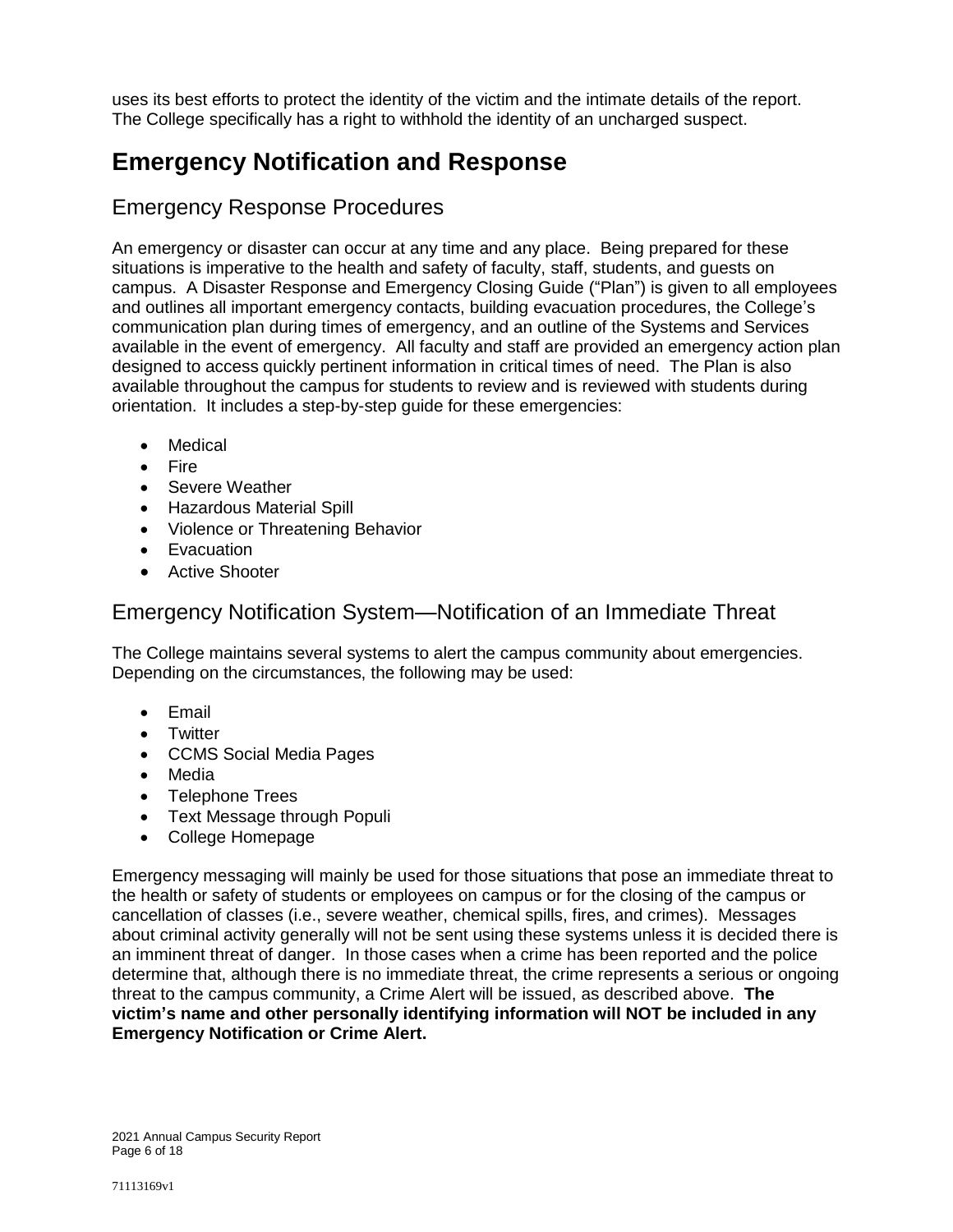uses its best efforts to protect the identity of the victim and the intimate details of the report. The College specifically has a right to withhold the identity of an uncharged suspect.

# Emergency Notification and Response

## Emergency Response Procedures

An emergency or disaster can occur at any time and any place. Being prepared for these situations is imperative to the health and safety of faculty, staff, students, and guests on campus. A Disaster Response and Emergency Closing Guide ("Plan") is given to all employees and outlines all important emergency contacts, building evacuation procedures, the College's communication plan during times of emergency, and an outline of the Systems and Services available in the event of emergency. All faculty and staff are provided an emergency action plan designed to access quickly pertinent information in critical times of need. The Plan is also available throughout the campus for students to review and is reviewed with students during orientation. It includes a step-by-step guide for these emergencies:

- Medical
- Fire
- Severe Weather
- Hazardous Material Spill
- Violence or Threatening Behavior
- Evacuation
- Active Shooter

## Emergency Notification System—Notification of an Immediate Threat

The College maintains several systems to alert the campus community about emergencies. Depending on the circumstances, the following may be used:

- Email
- Twitter
- CCMS Social Media Pages
- Media
- Telephone Trees
- Text Message through Populi
- College Homepage

Emergency messaging will mainly be used for those situations that pose an immediate threat to the health or safety of students or employees on campus or for the closing of the campus or cancellation of classes (i.e., severe weather, chemical spills, fires, and crimes). Messages about criminal activity generally will not be sent using these systems unless it is decided there is an imminent threat of danger. In those cases when a crime has been reported and the police determine that, although there is no immediate threat, the crime represents a serious or ongoing threat to the campus community, a Crime Alert will be issued, as described above. **The victim's name and other personally identifying information will NOT be included in any Emergency Notification or Crime Alert.**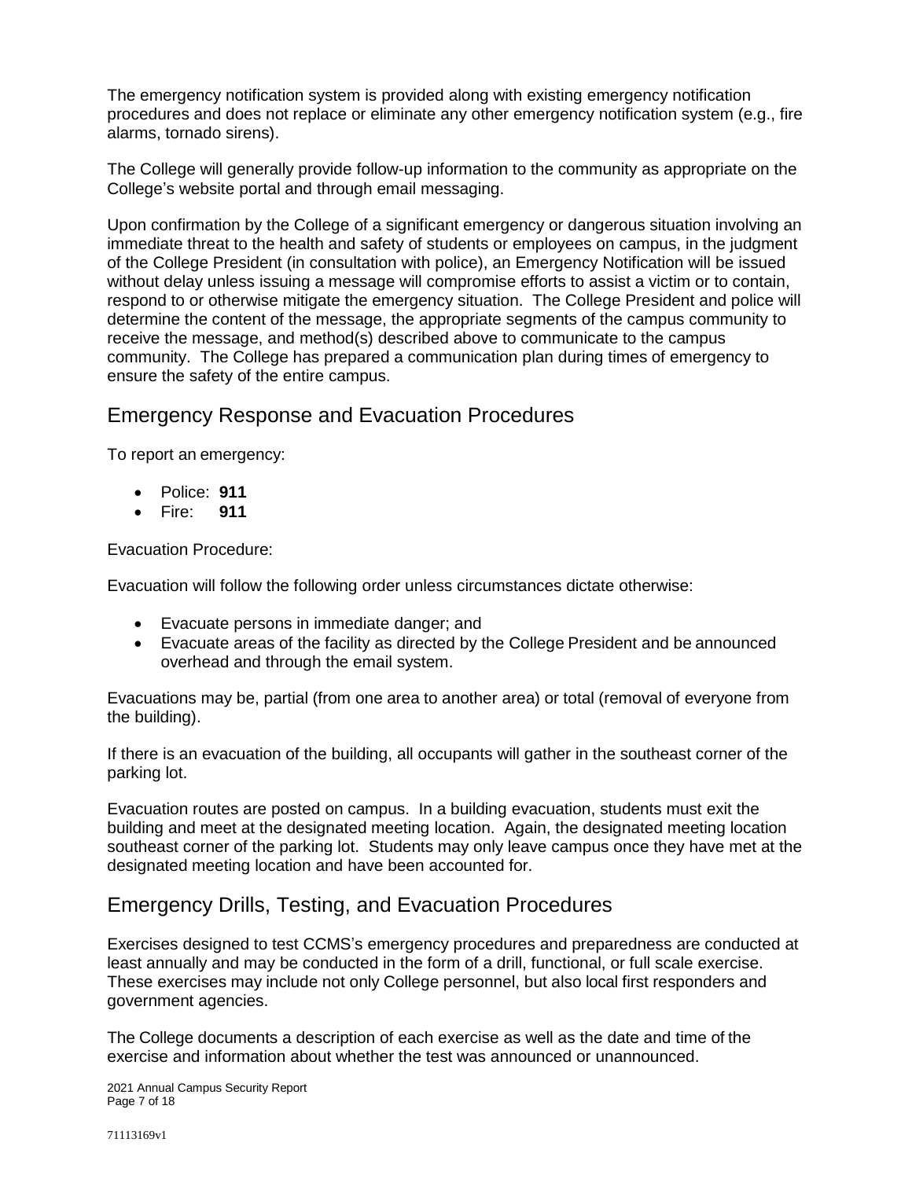The emergency notification system is provided along with existing emergency notification procedures and does not replace or eliminate any other emergency notification system (e.g., fire alarms, tornado sirens).

The College will generally provide follow-up information to the community as appropriate on the College's website portal and through email messaging.

Upon confirmation by the College of a significant emergency or dangerous situation involving an immediate threat to the health and safety of students or employees on campus, in the judgment of the College President (in consultation with police), an Emergency Notification will be issued without delay unless issuing a message will compromise efforts to assist a victim or to contain, respond to or otherwise mitigate the emergency situation. The College President and police will determine the content of the message, the appropriate segments of the campus community to receive the message, and method(s) described above to communicate to the campus community. The College has prepared a communication plan during times of emergency to ensure the safety of the entire campus.

## Emergency Response and Evacuation Procedures

To report an emergency:

- Police: **911**
- Fire: **911**

Evacuation Procedure:

Evacuation will follow the following order unless circumstances dictate otherwise:

- Evacuate persons in immediate danger; and
- Evacuate areas of the facility as directed by the College President and be announced overhead and through the email system.

Evacuations may be, partial (from one area to another area) or total (removal of everyone from the building).

If there is an evacuation of the building, all occupants will gather in the southeast corner of the parking lot.

Evacuation routes are posted on campus. In a building evacuation, students must exit the building and meet at the designated meeting location. Again, the designated meeting location southeast corner of the parking lot. Students may only leave campus once they have met at the designated meeting location and have been accounted for.

## Emergency Drills, Testing, and Evacuation Procedures

Exercises designed to test CCMS's emergency procedures and preparedness are conducted at least annually and may be conducted in the form of a drill, functional, or full scale exercise. These exercises may include not only College personnel, but also local first responders and government agencies.

The College documents a description of each exercise as well as the date and time of the exercise and information about whether the test was announced or unannounced.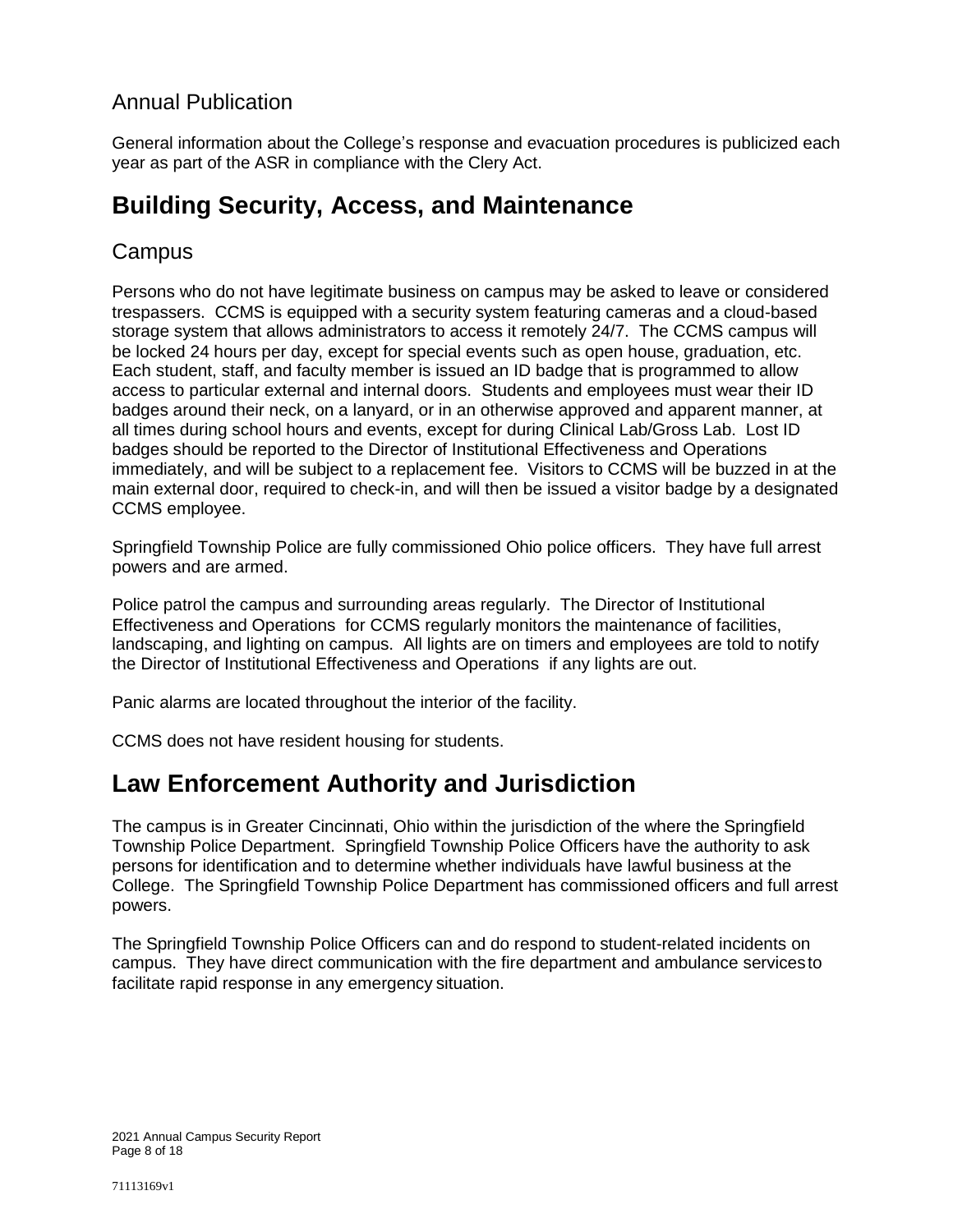## Annual Publication

General information about the College's response and evacuation procedures is publicized each year as part of the ASR in compliance with the Clery Act.

# Building Security, Access, and Maintenance

## Campus

Persons who do not have legitimate business on campus may be asked to leave or considered trespassers. CCMS is equipped with a security system featuring cameras and a cloud-based storage system that allows administrators to access it remotely 24/7. The CCMS campus will be locked 24 hours per day, except for special events such as open house, graduation, etc. Each student, staff, and faculty member is issued an ID badge that is programmed to allow access to particular external and internal doors. Students and employees must wear their ID badges around their neck, on a lanyard, or in an otherwise approved and apparent manner, at all times during school hours and events, except for during Clinical Lab/Gross Lab. Lost ID badges should be reported to the Director of Institutional Effectiveness and Operations immediately, and will be subject to a replacement fee. Visitors to CCMS will be buzzed in at the main external door, required to check-in, and will then be issued a visitor badge by a designated CCMS employee.

Springfield Township Police are fully commissioned Ohio police officers. They have full arrest powers and are armed.

Police patrol the campus and surrounding areas regularly. The Director of Institutional Effectiveness and Operations for CCMS regularly monitors the maintenance of facilities, landscaping, and lighting on campus. All lights are on timers and employees are told to notify the Director of Institutional Effectiveness and Operations if any lights are out.

Panic alarms are located throughout the interior of the facility.

CCMS does not have resident housing for students.

# Law Enforcement Authority and Jurisdiction

The campus is in Greater Cincinnati, Ohio within the jurisdiction of the where the Springfield Township Police Department. Springfield Township Police Officers have the authority to ask persons for identification and to determine whether individuals have lawful business at the College. The Springfield Township Police Department has commissioned officers and full arrest powers.

The Springfield Township Police Officers can and do respond to student-related incidents on campus. They have direct communication with the fire department and ambulance services to facilitate rapid response in any emergency situation.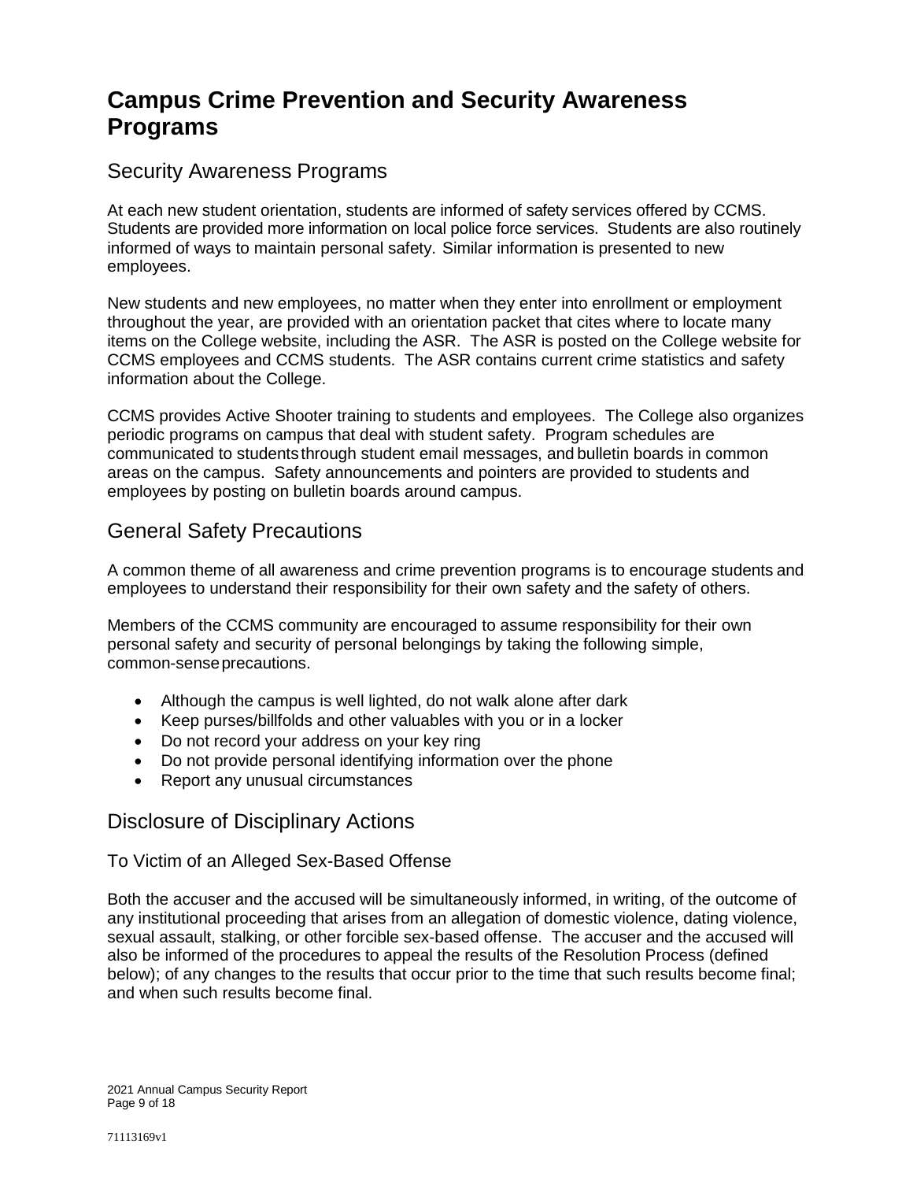# Campus Crime Prevention and Security Awareness Programs

## Security Awareness Programs

At each new student orientation, students are informed of safety services offered by CCMS. Students are provided more information on local police force services. Students are also routinely informed of ways to maintain personal safety. Similar information is presented to new employees.

New students and new employees, no matter when they enter into enrollment or employment throughout the year, are provided with an orientation packet that cites where to locate many items on the College website, including the ASR. The ASR is posted on the College website for CCMS employees and CCMS students. The ASR contains current crime statistics and safety information about the College.

CCMS provides Active Shooter training to students and employees. The College also organizes periodic programs on campus that deal with student safety. Program schedules are communicated to students through student email messages, and bulletin boards in common areas on the campus. Safety announcements and pointers are provided to students and employees by posting on bulletin boards around campus.

## General Safety Precautions

A common theme of all awareness and crime prevention programs is to encourage students and employees to understand their responsibility for their own safety and the safety of others.

Members of the CCMS community are encouraged to assume responsibility for their own personal safety and security of personal belongings by taking the following simple, common-sense precautions.

- Although the campus is well lighted, do not walk alone after dark
- Keep purses/billfolds and other valuables with you or in a locker
- Do not record your address on your key ring
- Do not provide personal identifying information over the phone
- Report any unusual circumstances

## Disclosure of Disciplinary Actions

### To Victim of an Alleged Sex-Based Offense

Both the accuser and the accused will be simultaneously informed, in writing, of the outcome of any institutional proceeding that arises from an allegation of domestic violence, dating violence, sexual assault, stalking, or other forcible sex-based offense. The accuser and the accused will also be informed of the procedures to appeal the results of the Resolution Process (defined below); of any changes to the results that occur prior to the time that such results become final; and when such results become final.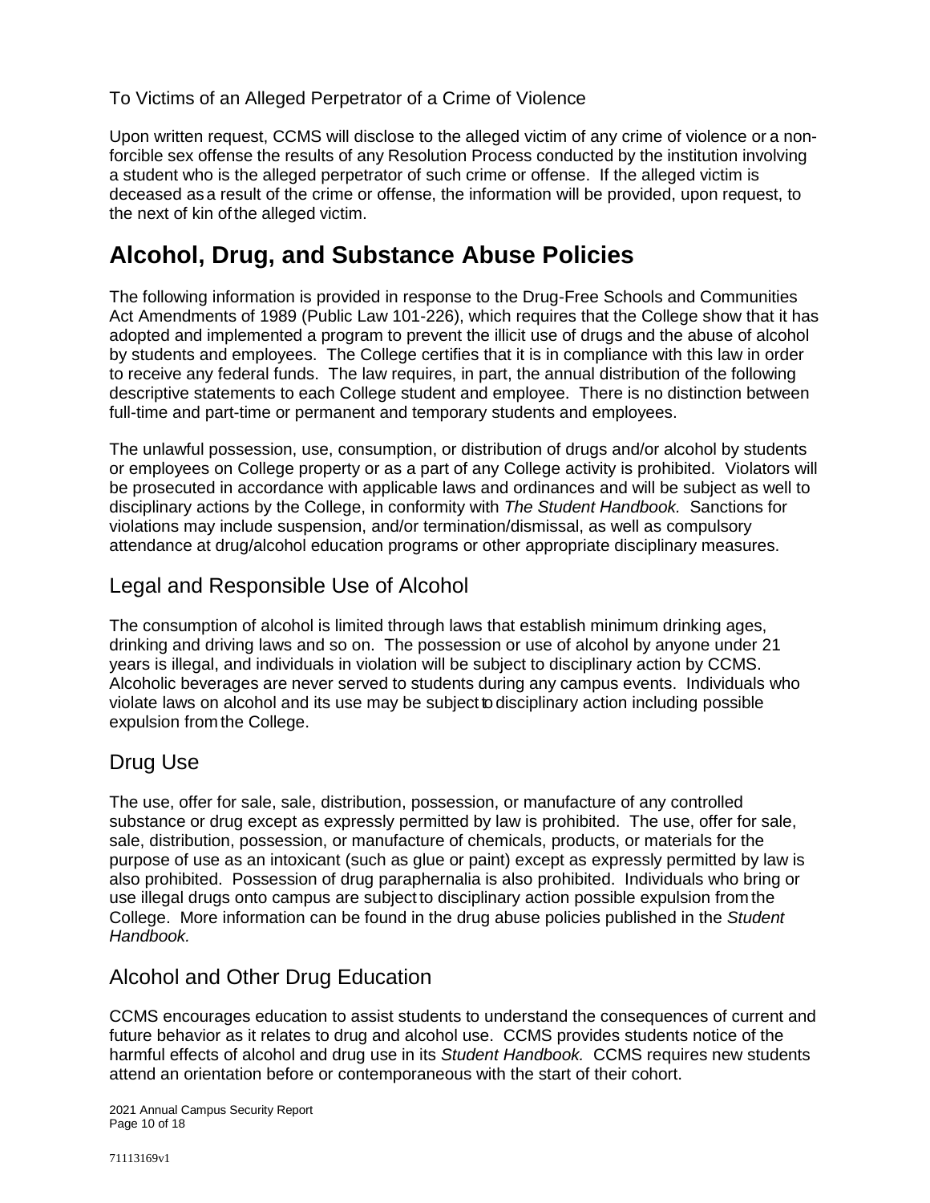### To Victims of an Alleged Perpetrator of a Crime of Violence

Upon written request, CCMS will disclose to the alleged victim of any crime of violence or a non-forcible sex offense the results of any Resolution Process conducted by the institution involving a student who is the alleged perpetrator of such crime or offense. If the alleged victim is deceased as a result of the crime or offense, the information will be provided, upon request, to the next of kin of the alleged victim.

## Alcohol, Drug, and Substance Abuse Policies

The following information is provided in response to the Drug-Free Schools and Communities Act Amendments of 1989 (Public Law 101-226), which requires that the College show that it has adopted and implemented a program to prevent the illicit use of drugs and the abuse of alcohol by students and employees. The College certifies that it is in compliance with this law in order to receive any federal funds. The law requires, in part, the annual distribution of the following descriptive statements to each College student and employee. There is no distinction between full-time and part-time or permanent and temporary students and employees.

The unlawful possession, use, consumption, or distribution of drugs and/or alcohol by students or employees on College property or as a part of any College activity is prohibited. Violators will be prosecuted in accordance with applicable laws and ordinances and will be subject as well to disciplinary actions by the College, in conformity with *The Student Handbook.* Sanctions for violations may include suspension, and/or termination/dismissal, as well as compulsory attendance at drug/alcohol education programs or other appropriate disciplinary measures.

### Legal and Responsible Use of Alcohol

The consumption of alcohol is limited through laws that establish minimum drinking ages, drinking and driving laws and so on. The possession or use of alcohol by anyone under 21 years is illegal, and individuals in violation will be subject to disciplinary action by CCMS. Alcoholic beverages are never served to students during any campus events. Individuals who violate laws on alcohol and its use may be subject to disciplinary action including possible expulsion from the College.

### Drug Use

The use, offer for sale, sale, distribution, possession, or manufacture of any controlled substance or drug except as expressly permitted by law is prohibited. The use, offer for sale, sale, distribution, possession, or manufacture of chemicals, products, or materials for the purpose of use as an intoxicant (such as glue or paint) except as expressly permitted by law is also prohibited. Possession of drug paraphernalia is also prohibited. Individuals who bring or use illegal drugs onto campus are subject to disciplinary action possible expulsion from the College. More information can be found in the drug abuse policies published in the *Student Handbook.*

### Alcohol and Other Drug Education

CCMS encourages education to assist students to understand the consequences of current and future behavior as it relates to drug and alcohol use. CCMS provides students notice of the harmful effects of alcohol and drug use in its *Student Handbook.* CCMS requires new students attend an orientation before or contemporaneous with the start of their cohort.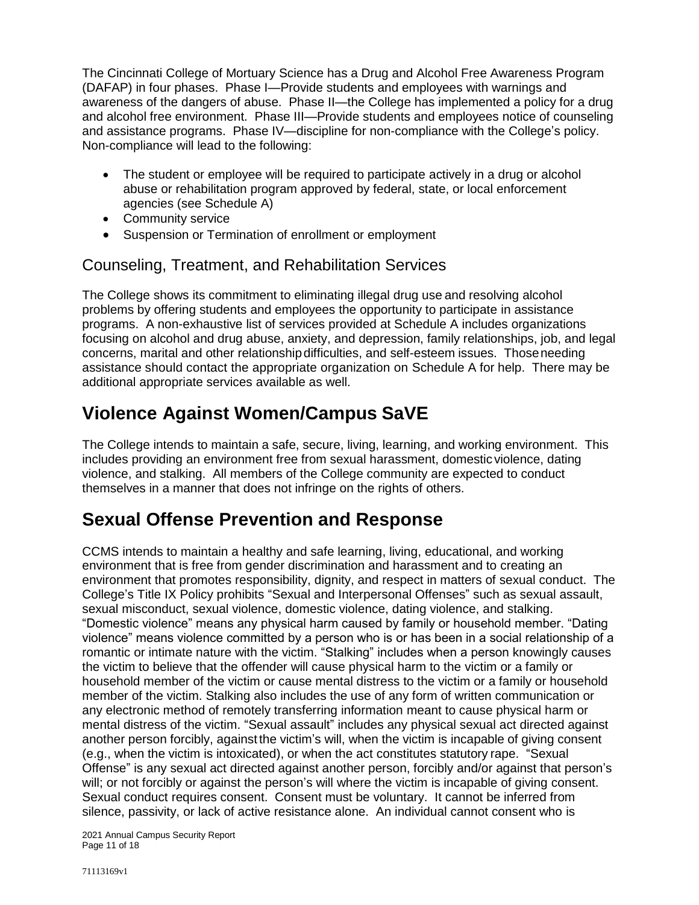The Cincinnati College of Mortuary Science has a Drug and Alcohol Free Awareness Program (DAFAP) in four phases. Phase I—Provide students and employees with warnings and awareness of the dangers of abuse. Phase II—the College has implemented a policy for a drug and alcohol free environment. Phase III—Provide students and employees notice of counseling and assistance programs. Phase IV—discipline for non-compliance with the College's policy. Non-compliance will lead to the following:

- The student or employee will be required to participate actively in a drug or alcohol abuse or rehabilitation program approved by federal, state, or local enforcement agencies (see Schedule A)
- Community service
- Suspension or Termination of enrollment or employment

## Counseling, Treatment, and Rehabilitation Services

The College shows its commitment to eliminating illegal drug use and resolving alcohol problems by offering students and employees the opportunity to participate in assistance programs. A non-exhaustive list of services provided at Schedule A includes organizations focusing on alcohol and drug abuse, anxiety, and depression, family relationships, job, and legal concerns, marital and other relationship difficulties, and self-esteem issues. Those needing assistance should contact the appropriate organization on Schedule A for help. There may be additional appropriate services available as well.

# Violence Against Women/Campus SaVE

The College intends to maintain a safe, secure, living, learning, and working environment. This includes providing an environment free from sexual harassment, domestic violence, dating violence, and stalking. All members of the College community are expected to conduct themselves in a manner that does not infringe on the rights of others.

# Sexual Offense Prevention and Response

CCMS intends to maintain a healthy and safe learning, living, educational, and working environment that is free from gender discrimination and harassment and to creating an environment that promotes responsibility, dignity, and respect in matters of sexual conduct. The College's Title IX Policy prohibits "Sexual and Interpersonal Offenses" such as sexual assault, sexual misconduct, sexual violence, domestic violence, dating violence, and stalking. "Domestic violence" means any physical harm caused by family or household member. "Dating violence" means violence committed by a person who is or has been in a social relationship of a romantic or intimate nature with the victim. "Stalking" includes when a person knowingly causes the victim to believe that the offender will cause physical harm to the victim or a family or household member of the victim or cause mental distress to the victim or a family or household member of the victim. Stalking also includes the use of any form of written communication or any electronic method of remotely transferring information meant to cause physical harm or mental distress of the victim. "Sexual assault" includes any physical sexual act directed against another person forcibly, against the victim's will, when the victim is incapable of giving consent (e.g., when the victim is intoxicated), or when the act constitutes statutory rape. "Sexual Offense" is any sexual act directed against another person, forcibly and/or against that person's will; or not forcibly or against the person's will where the victim is incapable of giving consent. Sexual conduct requires consent. Consent must be voluntary. It cannot be inferred from silence, passivity, or lack of active resistance alone. An individual cannot consent who is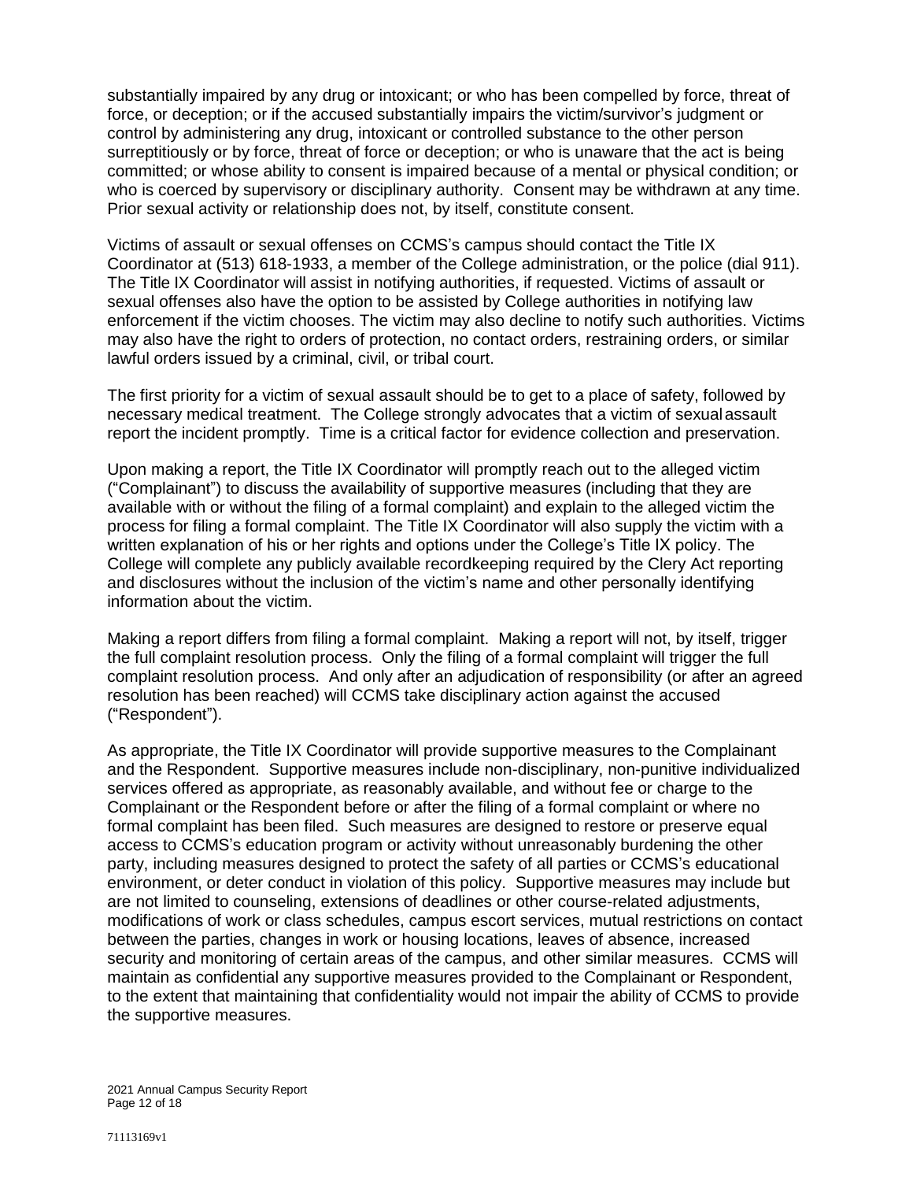substantially impaired by any drug or intoxicant; or who has been compelled by force, threat of force, or deception; or if the accused substantially impairs the victim/survivor's judgment or control by administering any drug, intoxicant or controlled substance to the other person surreptitiously or by force, threat of force or deception; or who is unaware that the act is being committed; or whose ability to consent is impaired because of a mental or physical condition; or who is coerced by supervisory or disciplinary authority. Consent may be withdrawn at any time. Prior sexual activity or relationship does not, by itself, constitute consent.

Victims of assault or sexual offenses on CCMS's campus should contact the Title IX Coordinator at (513) 618-1933, a member of the College administration, or the police (dial 911). The Title IX Coordinator will assist in notifying authorities, if requested. Victims of assault or sexual offenses also have the option to be assisted by College authorities in notifying law enforcement if the victim chooses. The victim may also decline to notify such authorities. Victims may also have the right to orders of protection, no contact orders, restraining orders, or similar lawful orders issued by a criminal, civil, or tribal court.

The first priority for a victim of sexual assault should be to get to a place of safety, followed by necessary medical treatment. The College strongly advocates that a victim of sexual assault report the incident promptly. Time is a critical factor for evidence collection and preservation.

Upon making a report, the Title IX Coordinator will promptly reach out to the alleged victim ("Complainant") to discuss the availability of supportive measures (including that they are available with or without the filing of a formal complaint) and explain to the alleged victim the process for filing a formal complaint. The Title IX Coordinator will also supply the victim with a written explanation of his or her rights and options under the College's Title IX policy. The College will complete any publicly available recordkeeping required by the Clery Act reporting and disclosures without the inclusion of the victim's name and other personally identifying information about the victim.

Making a report differs from filing a formal complaint. Making a report will not, by itself, trigger the full complaint resolution process. Only the filing of a formal complaint will trigger the full complaint resolution process. And only after an adjudication of responsibility (or after an agreed resolution has been reached) will CCMS take disciplinary action against the accused ("Respondent").

As appropriate, the Title IX Coordinator will provide supportive measures to the Complainant and the Respondent. Supportive measures include non-disciplinary, non-punitive individualized services offered as appropriate, as reasonably available, and without fee or charge to the Complainant or the Respondent before or after the filing of a formal complaint or where no formal complaint has been filed. Such measures are designed to restore or preserve equal access to CCMS's education program or activity without unreasonably burdening the other party, including measures designed to protect the safety of all parties or CCMS's educational environment, or deter conduct in violation of this policy. Supportive measures may include but are not limited to counseling, extensions of deadlines or other course-related adjustments, modifications of work or class schedules, campus escort services, mutual restrictions on contact between the parties, changes in work or housing locations, leaves of absence, increased security and monitoring of certain areas of the campus, and other similar measures. CCMS will maintain as confidential any supportive measures provided to the Complainant or Respondent, to the extent that maintaining that confidentiality would not impair the ability of CCMS to provide the supportive measures.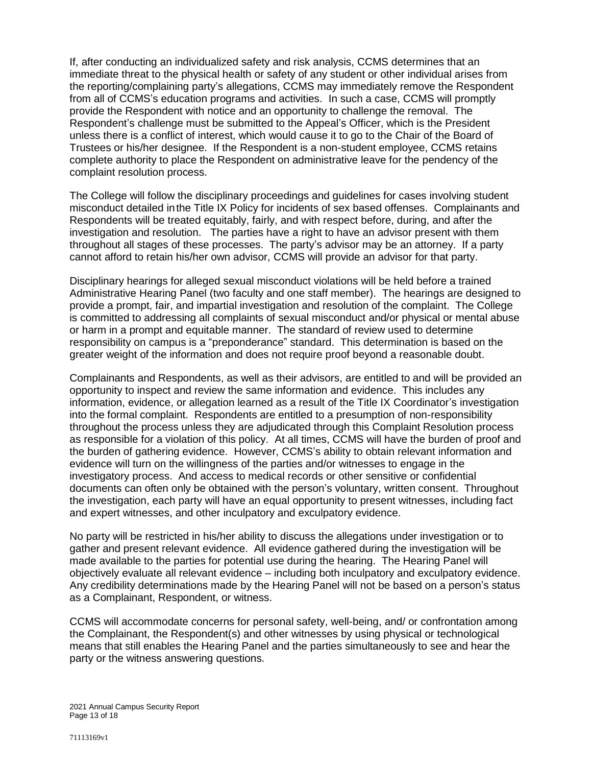If, after conducting an individualized safety and risk analysis, CCMS determines that an immediate threat to the physical health or safety of any student or other individual arises from the reporting/complaining party's allegations, CCMS may immediately remove the Respondent from all of CCMS's education programs and activities. In such a case, CCMS will promptly provide the Respondent with notice and an opportunity to challenge the removal. The Respondent's challenge must be submitted to the Appeal's Officer, which is the President unless there is a conflict of interest, which would cause it to go to the Chair of the Board of Trustees or his/her designee. If the Respondent is a non-student employee, CCMS retains complete authority to place the Respondent on administrative leave for the pendency of the complaint resolution process.

The College will follow the disciplinary proceedings and guidelines for cases involving student misconduct detailed in the Title IX Policy for incidents of sex based offenses. Complainants and Respondents will be treated equitably, fairly, and with respect before, during, and after the investigation and resolution. The parties have a right to have an advisor present with them throughout all stages of these processes. The party's advisor may be an attorney. If a party cannot afford to retain his/her own advisor, CCMS will provide an advisor for that party.

Disciplinary hearings for alleged sexual misconduct violations will be held before a trained Administrative Hearing Panel (two faculty and one staff member). The hearings are designed to provide a prompt, fair, and impartial investigation and resolution of the complaint. The College is committed to addressing all complaints of sexual misconduct and/or physical or mental abuse or harm in a prompt and equitable manner. The standard of review used to determine responsibility on campus is a "preponderance" standard. This determination is based on the greater weight of the information and does not require proof beyond a reasonable doubt.

Complainants and Respondents, as well as their advisors, are entitled to and will be provided an opportunity to inspect and review the same information and evidence. This includes any information, evidence, or allegation learned as a result of the Title IX Coordinator's investigation into the formal complaint. Respondents are entitled to a presumption of non-responsibility throughout the process unless they are adjudicated through this Complaint Resolution process as responsible for a violation of this policy. At all times, CCMS will have the burden of proof and the burden of gathering evidence. However, CCMS's ability to obtain relevant information and evidence will turn on the willingness of the parties and/or witnesses to engage in the investigatory process. And access to medical records or other sensitive or confidential documents can often only be obtained with the person's voluntary, written consent. Throughout the investigation, each party will have an equal opportunity to present witnesses, including fact and expert witnesses, and other inculpatory and exculpatory evidence.

No party will be restricted in his/her ability to discuss the allegations under investigation or to gather and present relevant evidence. All evidence gathered during the investigation will be made available to the parties for potential use during the hearing. The Hearing Panel will objectively evaluate all relevant evidence – including both inculpatory and exculpatory evidence. Any credibility determinations made by the Hearing Panel will not be based on a person's status as a Complainant, Respondent, or witness.

CCMS will accommodate concerns for personal safety, well-being, and/ or confrontation among the Complainant, the Respondent(s) and other witnesses by using physical or technological means that still enables the Hearing Panel and the parties simultaneously to see and hear the party or the witness answering questions.

71113169v1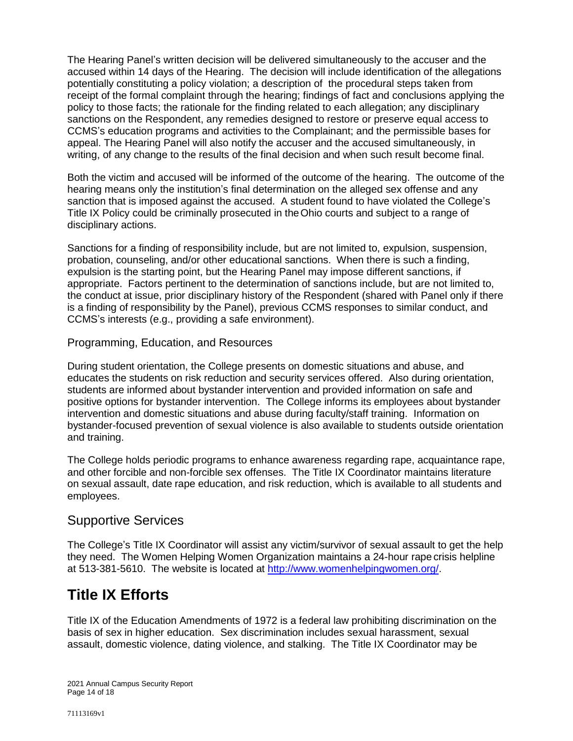The Hearing Panel's written decision will be delivered simultaneously to the accuser and the accused within 14 days of the Hearing. The decision will include identification of the allegations potentially constituting a policy violation; a description of the procedural steps taken from receipt of the formal complaint through the hearing; findings of fact and conclusions applying the policy to those facts; the rationale for the finding related to each allegation; any disciplinary sanctions on the Respondent, any remedies designed to restore or preserve equal access to CCMS's education programs and activities to the Complainant; and the permissible bases for appeal. The Hearing Panel will also notify the accuser and the accused simultaneously, in writing, of any change to the results of the final decision and when such result become final.

Both the victim and accused will be informed of the outcome of the hearing. The outcome of the hearing means only the institution's final determination on the alleged sex offense and any sanction that is imposed against the accused. A student found to have violated the College's Title IX Policy could be criminally prosecuted in the Ohio courts and subject to a range of disciplinary actions.

Sanctions for a finding of responsibility include, but are not limited to, expulsion, suspension, probation, counseling, and/or other educational sanctions. When there is such a finding, expulsion is the starting point, but the Hearing Panel may impose different sanctions, if appropriate. Factors pertinent to the determination of sanctions include, but are not limited to, the conduct at issue, prior disciplinary history of the Respondent (shared with Panel only if there is a finding of responsibility by the Panel), previous CCMS responses to similar conduct, and CCMS's interests (e.g., providing a safe environment).

### Programming, Education, and Resources

During student orientation, the College presents on domestic situations and abuse, and educates the students on risk reduction and security services offered. Also during orientation, students are informed about bystander intervention and provided information on safe and positive options for bystander intervention. The College informs its employees about bystander intervention and domestic situations and abuse during faculty/staff training. Information on bystander-focused prevention of sexual violence is also available to students outside orientation and training.

The College holds periodic programs to enhance awareness regarding rape, acquaintance rape, and other forcible and non-forcible sex offenses. The Title IX Coordinator maintains literature on sexual assault, date rape education, and risk reduction, which is available to all students and employees.

## Supportive Services

The College's Title IX Coordinator will assist any victim/survivor of sexual assault to get the help they need. The Women Helping Women Organization maintains a 24-hour rape crisis helpline at 513-381-5610. The website is located at http://www.womenhelpingwomen.org/.

# Title IX Efforts

Title IX of the Education Amendments of 1972 is a federal law prohibiting discrimination on the basis of sex in higher education. Sex discrimination includes sexual harassment, sexual assault, domestic violence, dating violence, and stalking. The Title IX Coordinator may be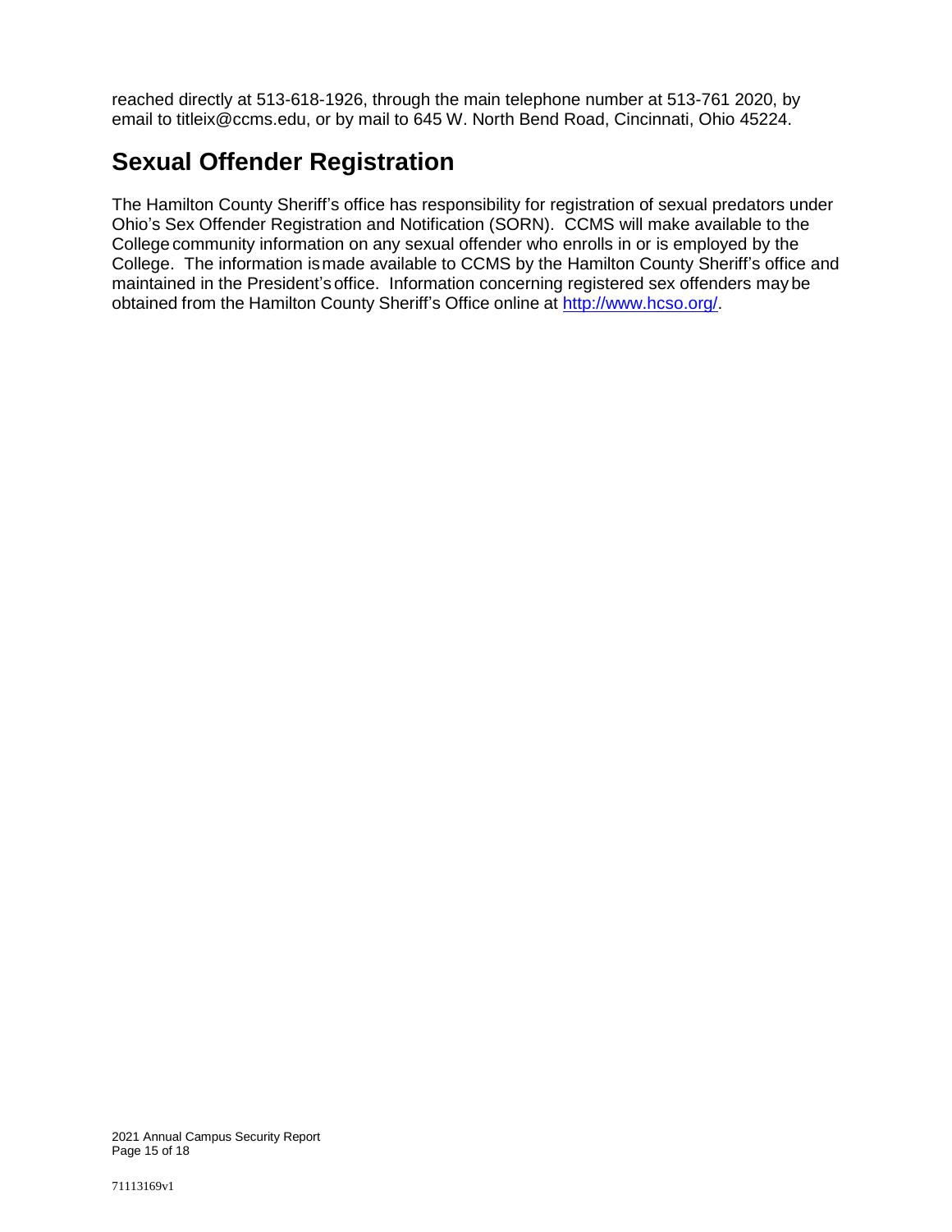reached directly at 513-618-1926, through the main telephone number at 513-761 2020, by email to titleix@ccms.edu, or by mail to 645 W. North Bend Road, Cincinnati, Ohio 45224.

## Sexual Offender Registration

The Hamilton County Sheriff's office has responsibility for registration of sexual predators under Ohio's Sex Offender Registration and Notification (SORN). CCMS will make available to the College community information on any sexual offender who enrolls in or is employed by the College. The information is made available to CCMS by the Hamilton County Sheriff's office and maintained in the President's office. Information concerning registered sex offenders may be obtained from the Hamilton County Sheriff's Office online at [http://www.hcso.org/](http://www.hcso.org/).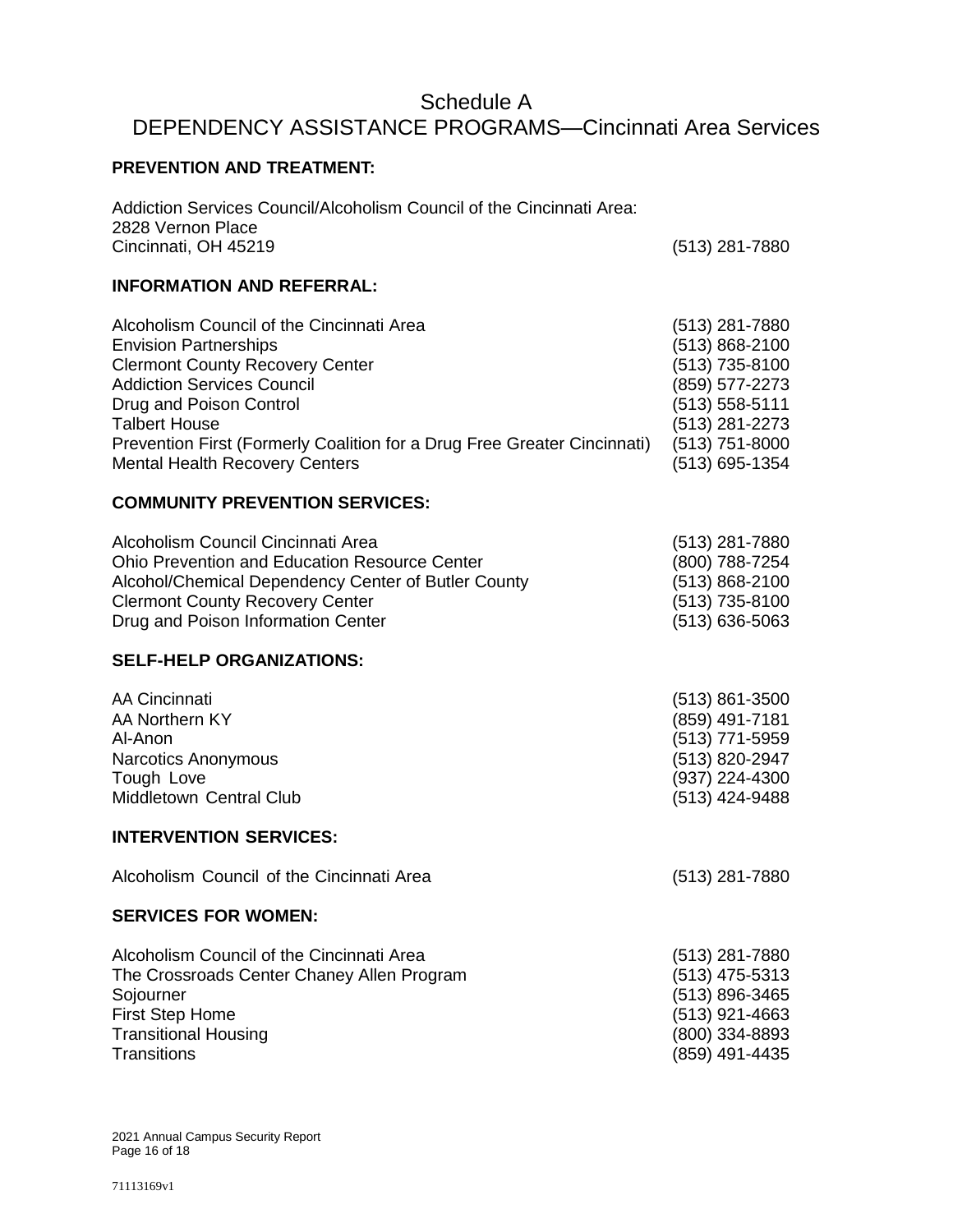# Schedule A
# DEPENDENCY ASSISTANCE PROGRAMS—Cincinnati Area Services

**PREVENTION AND TREATMENT:**

| | |
|---|---|
| Addiction Services Council/Alcoholism Council of the Cincinnati Area:<br>2828 Vernon Place<br>Cincinnati, OH 45219 | (513) 281-7880 |

**INFORMATION AND REFERRAL:**

| | |
|---|---|
| Alcoholism Council of the Cincinnati Area | (513) 281-7880 |
| Envision Partnerships | (513) 868-2100 |
| Clermont County Recovery Center | (513) 735-8100 |
| Addiction Services Council | (859) 577-2273 |
| Drug and Poison Control | (513) 558-5111 |
| Talbert House | (513) 281-2273 |
| Prevention First (Formerly Coalition for a Drug Free Greater Cincinnati) | (513) 751-8000 |
| Mental Health Recovery Centers | (513) 695-1354 |

**COMMUNITY PREVENTION SERVICES:**

| | |
|---|---|
| Alcoholism Council Cincinnati Area | (513) 281-7880 |
| Ohio Prevention and Education Resource Center | (800) 788-7254 |
| Alcohol/Chemical Dependency Center of Butler County | (513) 868-2100 |
| Clermont County Recovery Center | (513) 735-8100 |
| Drug and Poison Information Center | (513) 636-5063 |

**SELF-HELP ORGANIZATIONS:**

| | |
|---|---|
| AA Cincinnati | (513) 861-3500 |
| AA Northern KY | (859) 491-7181 |
| Al-Anon | (513) 771-5959 |
| Narcotics Anonymous | (513) 820-2947 |
| Tough Love | (937) 224-4300 |
| Middletown Central Club | (513) 424-9488 |

**INTERVENTION SERVICES:**

| | |
|---|---|
| Alcoholism Council of the Cincinnati Area | (513) 281-7880 |

**SERVICES FOR WOMEN:**

| | |
|---|---|
| Alcoholism Council of the Cincinnati Area | (513) 281-7880 |
| The Crossroads Center Chaney Allen Program | (513) 475-5313 |
| Sojourner | (513) 896-3465 |
| First Step Home | (513) 921-4663 |
| Transitional Housing | (800) 334-8893 |
| Transitions | (859) 491-4435 |

71113169v1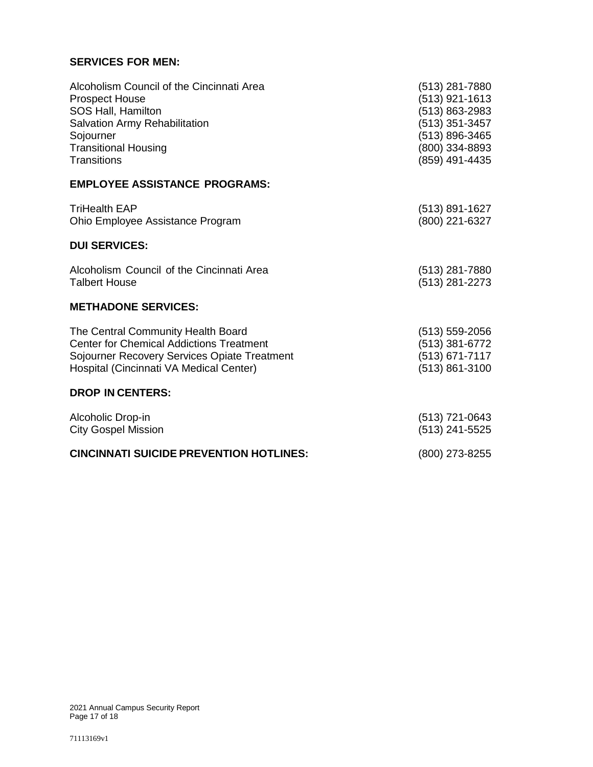**SERVICES FOR MEN:**

| | |
|---|---|
| Alcoholism Council of the Cincinnati Area | (513) 281-7880 |
| Prospect House | (513) 921-1613 |
| SOS Hall, Hamilton | (513) 863-2983 |
| Salvation Army Rehabilitation | (513) 351-3457 |
| Sojourner | (513) 896-3465 |
| Transitional Housing | (800) 334-8893 |
| Transitions | (859) 491-4435 |

**EMPLOYEE ASSISTANCE PROGRAMS:**

| | |
|---|---|
| TriHealth EAP | (513) 891-1627 |
| Ohio Employee Assistance Program | (800) 221-6327 |

**DUI SERVICES:**

| | |
|---|---|
| Alcoholism Council of the Cincinnati Area | (513) 281-7880 |
| Talbert House | (513) 281-2273 |

**METHADONE SERVICES:**

| | |
|---|---|
| The Central Community Health Board | (513) 559-2056 |
| Center for Chemical Addictions Treatment | (513) 381-6772 |
| Sojourner Recovery Services Opiate Treatment | (513) 671-7117 |
| Hospital (Cincinnati VA Medical Center) | (513) 861-3100 |

**DROP IN CENTERS:**

| | |
|---|---|
| Alcoholic Drop-in | (513) 721-0643 |
| City Gospel Mission | (513) 241-5525 |

**CINCINNATI SUICIDE PREVENTION HOTLINES:** (800) 273-8255

71113169v1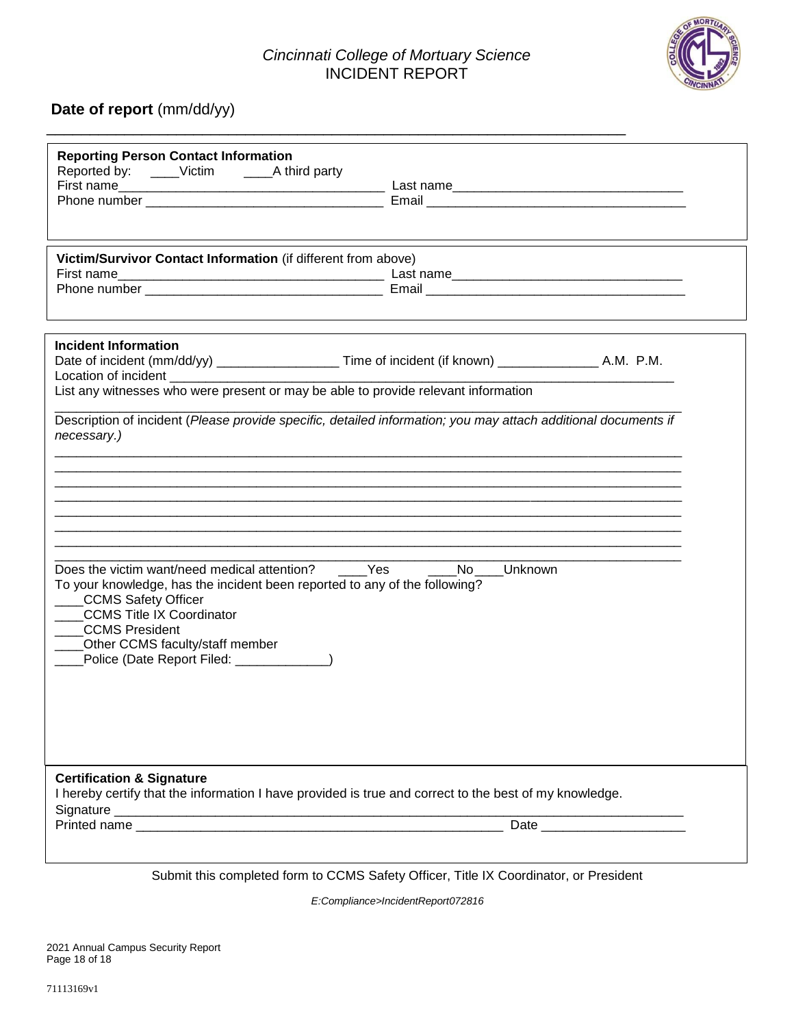*Cincinnati College of Mortuary Science*

INCIDENT REPORT

**Date of report** (mm/dd/yy)

_______________________________________________________________

**Reporting Person Contact Information**

Reported by: ____Victim ____A third party

First name___________________________________ Last name________________________________

Phone number ________________________________ Email ___________________________________

**Victim/Survivor Contact Information** (if different from above)

First name___________________________________ Last name________________________________

Phone number ________________________________ Email ___________________________________

**Incident Information**

Date of incident (mm/dd/yy) _________________ Time of incident (if known) ______________ A.M. P.M.

Location of incident _________________________________________________________________________

List any witnesses who were present or may be able to provide relevant information

_____________________________________________________________________________________

Description of incident (*Please provide specific, detailed information; you may attach additional documents if necessary.)*

_____________________________________________________________________________________

_____________________________________________________________________________________

_____________________________________________________________________________________

_____________________________________________________________________________________

_____________________________________________________________________________________

_____________________________________________________________________________________

_____________________________________________________________________________________

_____________________________________________________________________________________

Does the victim want/need medical attention? ____Yes ____No ____Unknown

To your knowledge, has the incident been reported to any of the following?

____CCMS Safety Officer

____CCMS Title IX Coordinator

____CCMS President

____Other CCMS faculty/staff member

____Police (Date Report Filed: _____________)

**Certification & Signature**

I hereby certify that the information I have provided is true and correct to the best of my knowledge.

Signature ___________________________________________________________________________

Printed name _____________________________________________________ Date ____________________

Submit this completed form to CCMS Safety Officer, Title IX Coordinator, or President

*E:Compliance>IncidentReport072816*

2021 Annual Campus Security Report

71113169v1